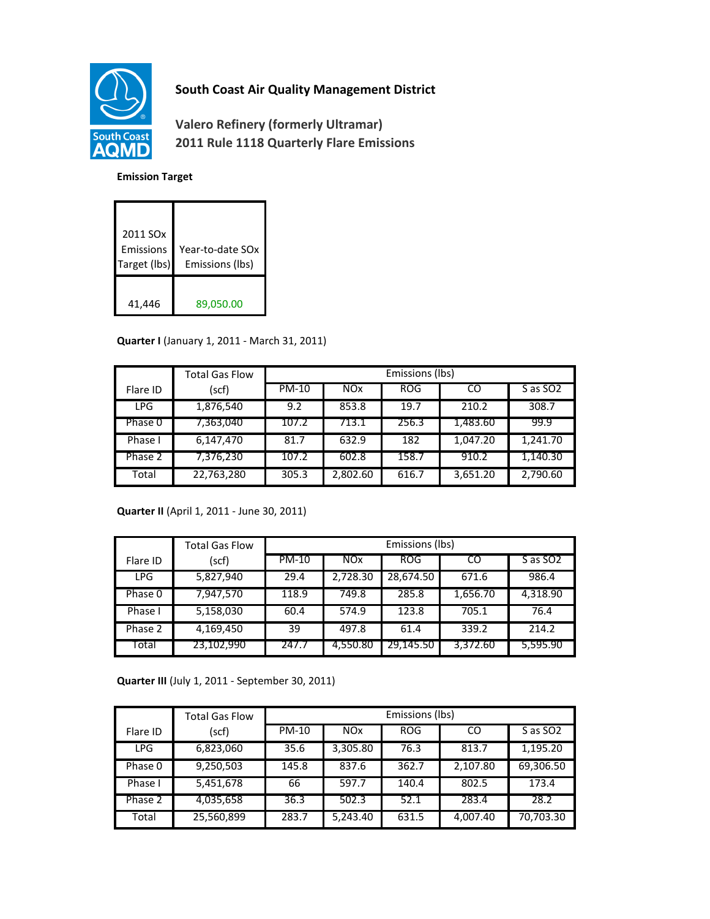**South Coast Air Quality Management District**

**Valero Refinery (formerly Ultramar)**
**2011 Rule 1118 Quarterly Flare Emissions**

**Emission Target**

| 2011 SOx Emissions Target (lbs) | Year-to-date SOx Emissions (lbs) |
|---|---|
| 41,446 | 89,050.00 |

**Quarter I** (January 1, 2011 - March 31, 2011)

| Flare ID | Total Gas Flow (scf) | Emissions (lbs) | | | | |
|---|---|---|---|---|---|---|
| | | PM-10 | NOx | ROG | CO | S as SO2 |
| LPG | 1,876,540 | 9.2 | 853.8 | 19.7 | 210.2 | 308.7 |
| Phase 0 | 7,363,040 | 107.2 | 713.1 | 256.3 | 1,483.60 | 99.9 |
| Phase I | 6,147,470 | 81.7 | 632.9 | 182 | 1,047.20 | 1,241.70 |
| Phase 2 | 7,376,230 | 107.2 | 602.8 | 158.7 | 910.2 | 1,140.30 |
| Total | 22,763,280 | 305.3 | 2,802.60 | 616.7 | 3,651.20 | 2,790.60 |

**Quarter II** (April 1, 2011 - June 30, 2011)

| Flare ID | Total Gas Flow (scf) | Emissions (lbs) | | | | |
|---|---|---|---|---|---|---|
| | | PM-10 | NOx | ROG | CO | S as SO2 |
| LPG | 5,827,940 | 29.4 | 2,728.30 | 28,674.50 | 671.6 | 986.4 |
| Phase 0 | 7,947,570 | 118.9 | 749.8 | 285.8 | 1,656.70 | 4,318.90 |
| Phase I | 5,158,030 | 60.4 | 574.9 | 123.8 | 705.1 | 76.4 |
| Phase 2 | 4,169,450 | 39 | 497.8 | 61.4 | 339.2 | 214.2 |
| Total | 23,102,990 | 247.7 | 4,550.80 | 29,145.50 | 3,372.60 | 5,595.90 |

**Quarter III** (July 1, 2011 - September 30, 2011)

| Flare ID | Total Gas Flow (scf) | Emissions (lbs) | | | | |
|---|---|---|---|---|---|---|
| | | PM-10 | NOx | ROG | CO | S as SO2 |
| LPG | 6,823,060 | 35.6 | 3,305.80 | 76.3 | 813.7 | 1,195.20 |
| Phase 0 | 9,250,503 | 145.8 | 837.6 | 362.7 | 2,107.80 | 69,306.50 |
| Phase I | 5,451,678 | 66 | 597.7 | 140.4 | 802.5 | 173.4 |
| Phase 2 | 4,035,658 | 36.3 | 502.3 | 52.1 | 283.4 | 28.2 |
| Total | 25,560,899 | 283.7 | 5,243.40 | 631.5 | 4,007.40 | 70,703.30 |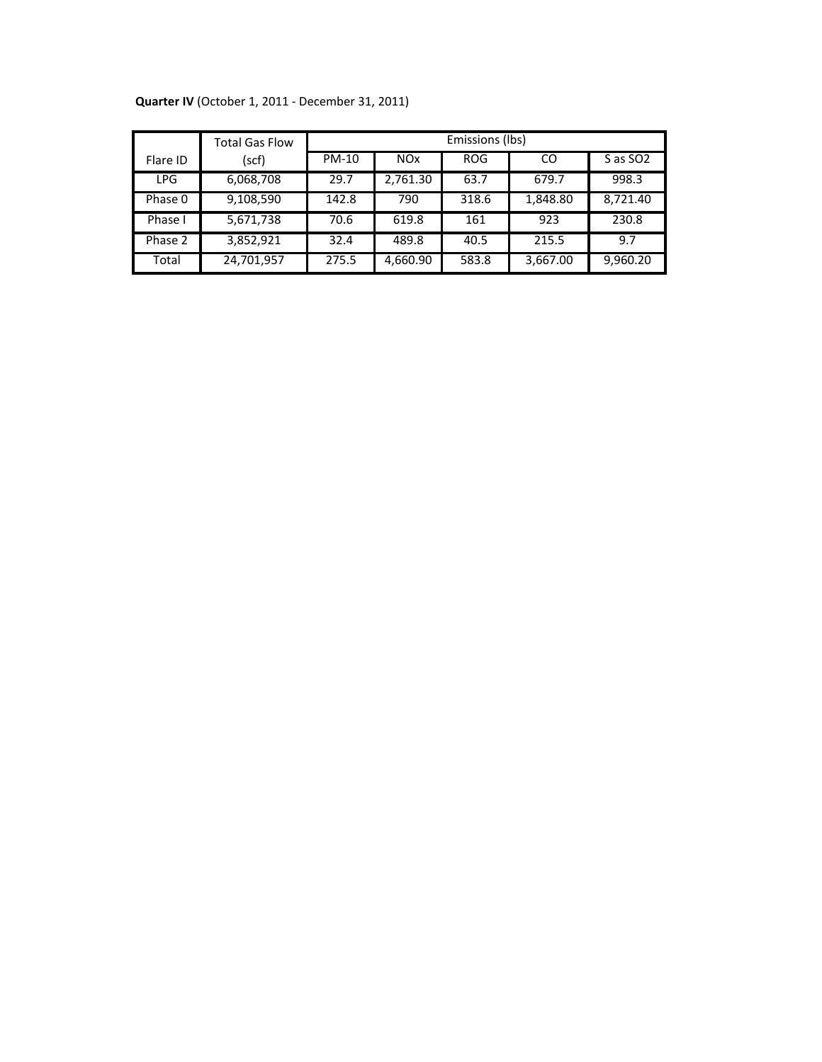**Quarter IV** (October 1, 2011 - December 31, 2011)

| Flare ID | Total Gas Flow (scf) | Emissions (lbs) | | | | |
|---|---|---|---|---|---|---|
| | | PM-10 | NOx | ROG | CO | S as SO2 |
| LPG | 6,068,708 | 29.7 | 2,761.30 | 63.7 | 679.7 | 998.3 |
| Phase 0 | 9,108,590 | 142.8 | 790 | 318.6 | 1,848.80 | 8,721.40 |
| Phase I | 5,671,738 | 70.6 | 619.8 | 161 | 923 | 230.8 |
| Phase 2 | 3,852,921 | 32.4 | 489.8 | 40.5 | 215.5 | 9.7 |
| Total | 24,701,957 | 275.5 | 4,660.90 | 583.8 | 3,667.00 | 9,960.20 |